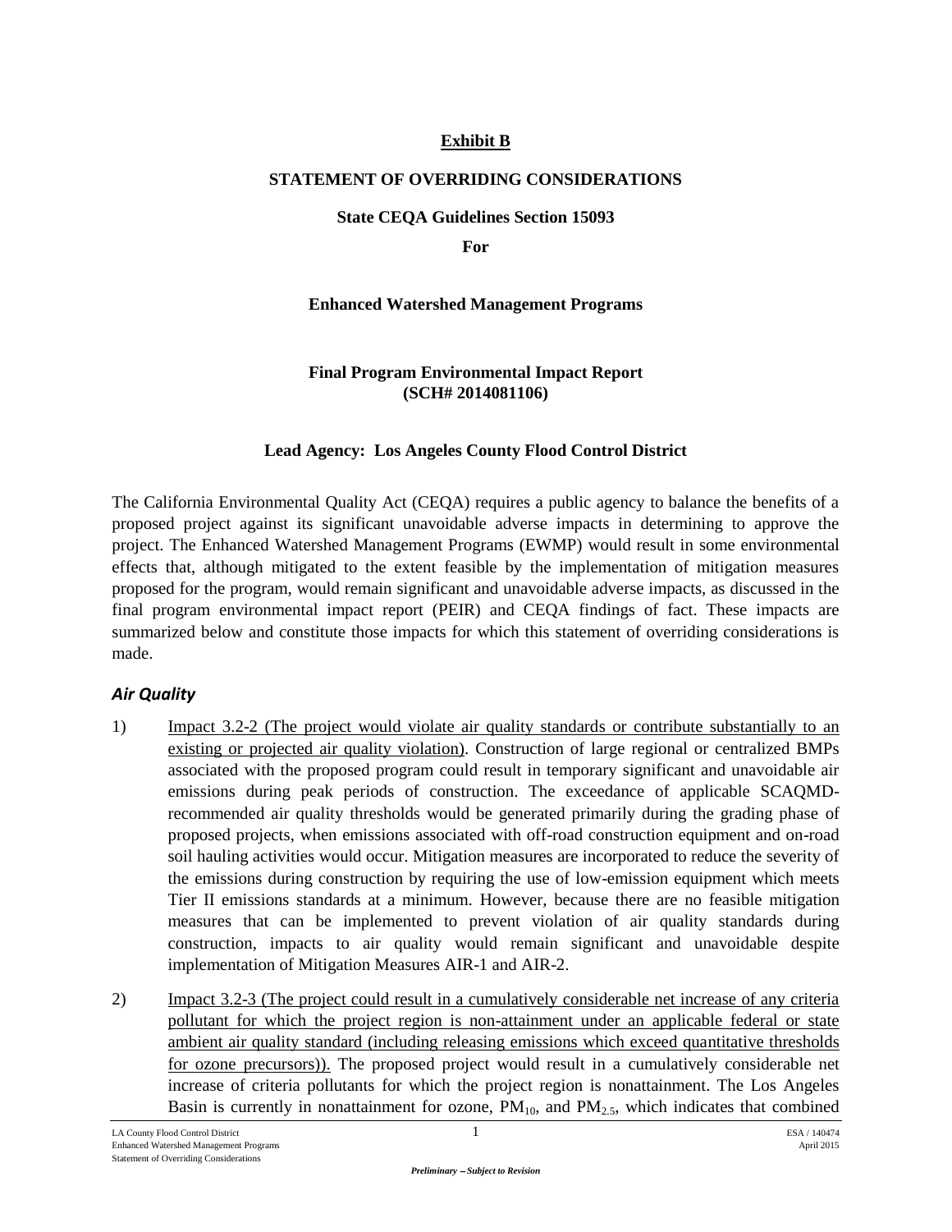**Exhibit B**

**STATEMENT OF OVERRIDING CONSIDERATIONS**

**State CEQA Guidelines Section 15093**

**For**

**Enhanced Watershed Management Programs**

**Final Program Environmental Impact Report (SCH# 2014081106)**

**Lead Agency: Los Angeles County Flood Control District**

The California Environmental Quality Act (CEQA) requires a public agency to balance the benefits of a proposed project against its significant unavoidable adverse impacts in determining to approve the project. The Enhanced Watershed Management Programs (EWMP) would result in some environmental effects that, although mitigated to the extent feasible by the implementation of mitigation measures proposed for the program, would remain significant and unavoidable adverse impacts, as discussed in the final program environmental impact report (PEIR) and CEQA findings of fact. These impacts are summarized below and constitute those impacts for which this statement of overriding considerations is made.

## *Air Quality*

1) Impact 3.2-2 (The project would violate air quality standards or contribute substantially to an existing or projected air quality violation). Construction of large regional or centralized BMPs associated with the proposed program could result in temporary significant and unavoidable air emissions during peak periods of construction. The exceedance of applicable SCAQMD-recommended air quality thresholds would be generated primarily during the grading phase of proposed projects, when emissions associated with off-road construction equipment and on-road soil hauling activities would occur. Mitigation measures are incorporated to reduce the severity of the emissions during construction by requiring the use of low-emission equipment which meets Tier II emissions standards at a minimum. However, because there are no feasible mitigation measures that can be implemented to prevent violation of air quality standards during construction, impacts to air quality would remain significant and unavoidable despite implementation of Mitigation Measures AIR-1 and AIR-2.

2) Impact 3.2-3 (The project could result in a cumulatively considerable net increase of any criteria pollutant for which the project region is non-attainment under an applicable federal or state ambient air quality standard (including releasing emissions which exceed quantitative thresholds for ozone precursors)). The proposed project would result in a cumulatively considerable net increase of criteria pollutants for which the project region is nonattainment. The Los Angeles Basin is currently in nonattainment for ozone, $PM_{10}$, and $PM_{2.5}$, which indicates that combined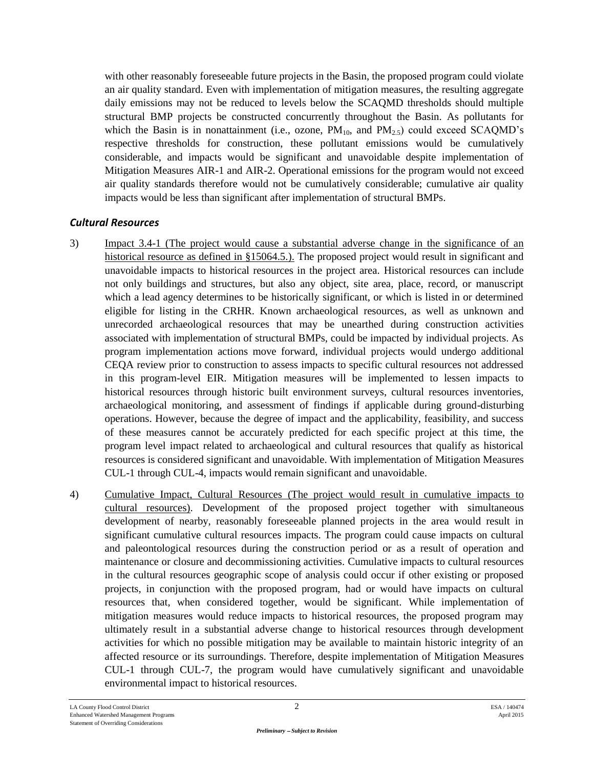with other reasonably foreseeable future projects in the Basin, the proposed program could violate an air quality standard. Even with implementation of mitigation measures, the resulting aggregate daily emissions may not be reduced to levels below the SCAQMD thresholds should multiple structural BMP projects be constructed concurrently throughout the Basin. As pollutants for which the Basin is in nonattainment (i.e., ozone, $PM_{10}$, and $PM_{2.5}$) could exceed SCAQMD's respective thresholds for construction, these pollutant emissions would be cumulatively considerable, and impacts would be significant and unavoidable despite implementation of Mitigation Measures AIR-1 and AIR-2. Operational emissions for the program would not exceed air quality standards therefore would not be cumulatively considerable; cumulative air quality impacts would be less than significant after implementation of structural BMPs.

### *Cultural Resources*

3) Impact 3.4-1 (The project would cause a substantial adverse change in the significance of an historical resource as defined in §15064.5.). The proposed project would result in significant and unavoidable impacts to historical resources in the project area. Historical resources can include not only buildings and structures, but also any object, site area, place, record, or manuscript which a lead agency determines to be historically significant, or which is listed in or determined eligible for listing in the CRHR. Known archaeological resources, as well as unknown and unrecorded archaeological resources that may be unearthed during construction activities associated with implementation of structural BMPs, could be impacted by individual projects. As program implementation actions move forward, individual projects would undergo additional CEQA review prior to construction to assess impacts to specific cultural resources not addressed in this program-level EIR. Mitigation measures will be implemented to lessen impacts to historical resources through historic built environment surveys, cultural resources inventories, archaeological monitoring, and assessment of findings if applicable during ground-disturbing operations. However, because the degree of impact and the applicability, feasibility, and success of these measures cannot be accurately predicted for each specific project at this time, the program level impact related to archaeological and cultural resources that qualify as historical resources is considered significant and unavoidable. With implementation of Mitigation Measures CUL-1 through CUL-4, impacts would remain significant and unavoidable.

4) Cumulative Impact, Cultural Resources (The project would result in cumulative impacts to cultural resources). Development of the proposed project together with simultaneous development of nearby, reasonably foreseeable planned projects in the area would result in significant cumulative cultural resources impacts. The program could cause impacts on cultural and paleontological resources during the construction period or as a result of operation and maintenance or closure and decommissioning activities. Cumulative impacts to cultural resources in the cultural resources geographic scope of analysis could occur if other existing or proposed projects, in conjunction with the proposed program, had or would have impacts on cultural resources that, when considered together, would be significant. While implementation of mitigation measures would reduce impacts to historical resources, the proposed program may ultimately result in a substantial adverse change to historical resources through development activities for which no possible mitigation may be available to maintain historic integrity of an affected resource or its surroundings. Therefore, despite implementation of Mitigation Measures CUL-1 through CUL-7, the program would have cumulatively significant and unavoidable environmental impact to historical resources.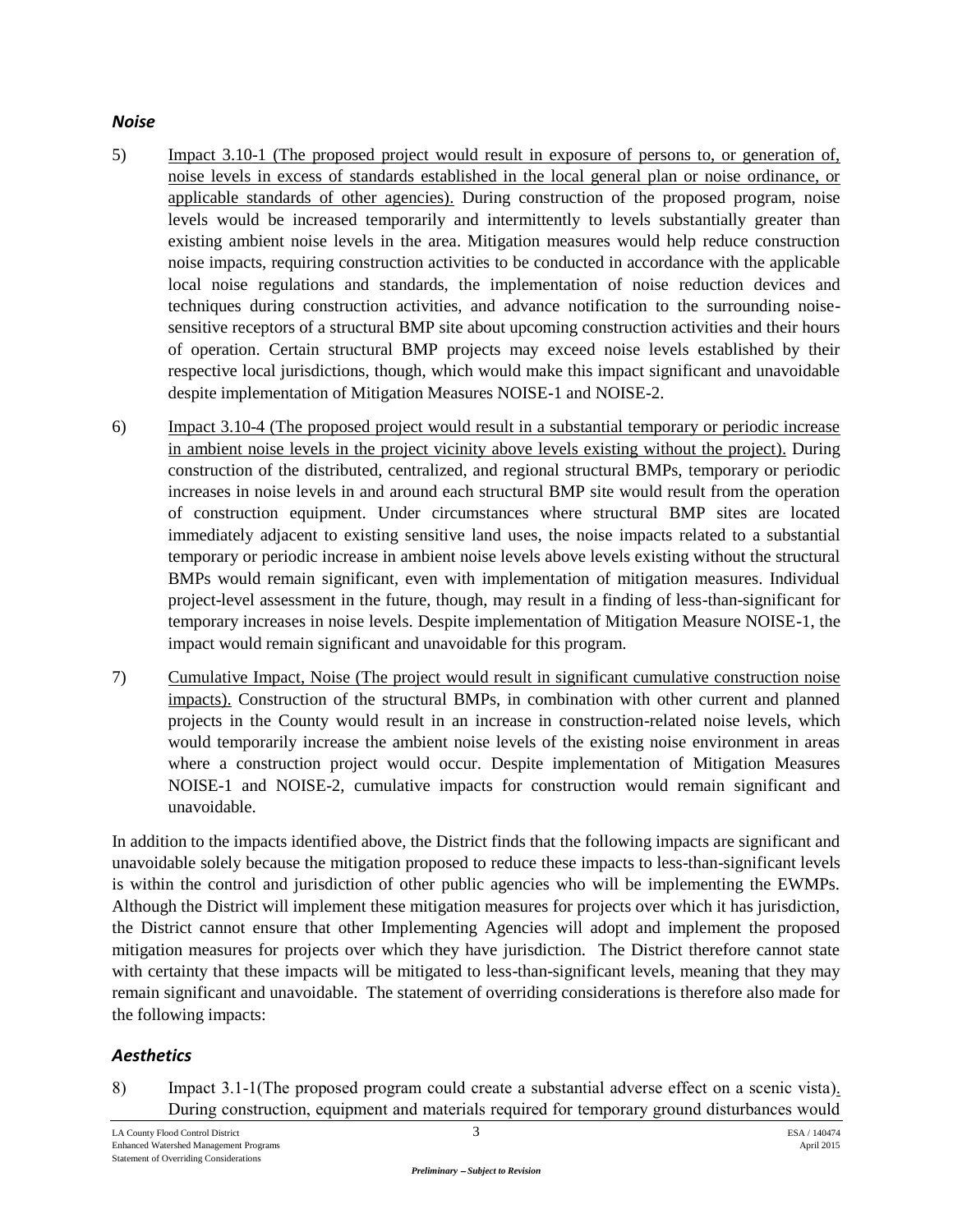### *Noise*

5) Impact 3.10-1 (The proposed project would result in exposure of persons to, or generation of, noise levels in excess of standards established in the local general plan or noise ordinance, or applicable standards of other agencies). During construction of the proposed program, noise levels would be increased temporarily and intermittently to levels substantially greater than existing ambient noise levels in the area. Mitigation measures would help reduce construction noise impacts, requiring construction activities to be conducted in accordance with the applicable local noise regulations and standards, the implementation of noise reduction devices and techniques during construction activities, and advance notification to the surrounding noise-sensitive receptors of a structural BMP site about upcoming construction activities and their hours of operation. Certain structural BMP projects may exceed noise levels established by their respective local jurisdictions, though, which would make this impact significant and unavoidable despite implementation of Mitigation Measures NOISE-1 and NOISE-2.

6) Impact 3.10-4 (The proposed project would result in a substantial temporary or periodic increase in ambient noise levels in the project vicinity above levels existing without the project). During construction of the distributed, centralized, and regional structural BMPs, temporary or periodic increases in noise levels in and around each structural BMP site would result from the operation of construction equipment. Under circumstances where structural BMP sites are located immediately adjacent to existing sensitive land uses, the noise impacts related to a substantial temporary or periodic increase in ambient noise levels above levels existing without the structural BMPs would remain significant, even with implementation of mitigation measures. Individual project-level assessment in the future, though, may result in a finding of less-than-significant for temporary increases in noise levels. Despite implementation of Mitigation Measure NOISE-1, the impact would remain significant and unavoidable for this program.

7) Cumulative Impact, Noise (The project would result in significant cumulative construction noise impacts). Construction of the structural BMPs, in combination with other current and planned projects in the County would result in an increase in construction-related noise levels, which would temporarily increase the ambient noise levels of the existing noise environment in areas where a construction project would occur. Despite implementation of Mitigation Measures NOISE-1 and NOISE-2, cumulative impacts for construction would remain significant and unavoidable.

In addition to the impacts identified above, the District finds that the following impacts are significant and unavoidable solely because the mitigation proposed to reduce these impacts to less-than-significant levels is within the control and jurisdiction of other public agencies who will be implementing the EWMPs. Although the District will implement these mitigation measures for projects over which it has jurisdiction, the District cannot ensure that other Implementing Agencies will adopt and implement the proposed mitigation measures for projects over which they have jurisdiction. The District therefore cannot state with certainty that these impacts will be mitigated to less-than-significant levels, meaning that they may remain significant and unavoidable. The statement of overriding considerations is therefore also made for the following impacts:

### *Aesthetics*

8) Impact 3.1-1(The proposed program could create a substantial adverse effect on a scenic vista). During construction, equipment and materials required for temporary ground disturbances would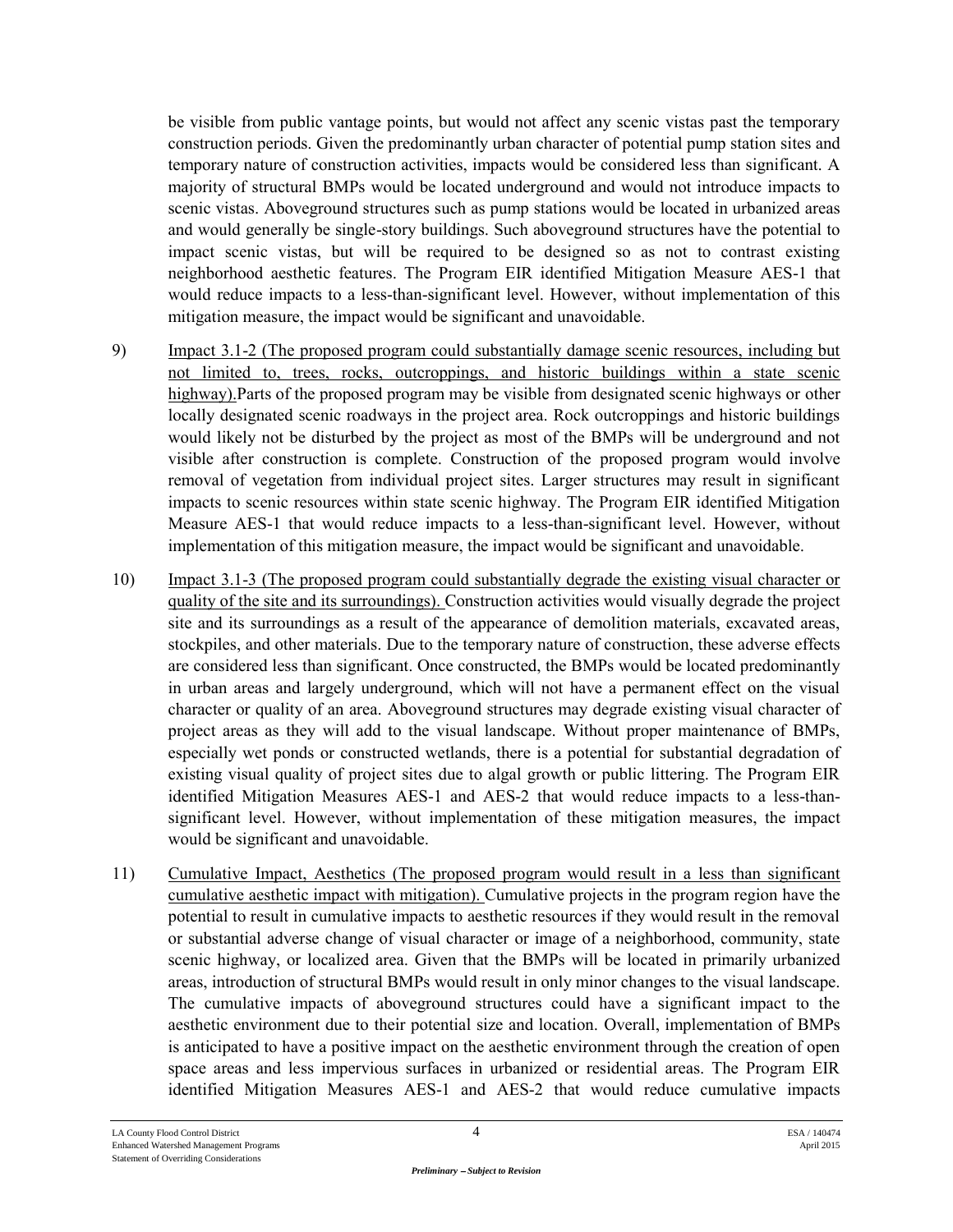be visible from public vantage points, but would not affect any scenic vistas past the temporary construction periods. Given the predominantly urban character of potential pump station sites and temporary nature of construction activities, impacts would be considered less than significant. A majority of structural BMPs would be located underground and would not introduce impacts to scenic vistas. Aboveground structures such as pump stations would be located in urbanized areas and would generally be single-story buildings. Such aboveground structures have the potential to impact scenic vistas, but will be required to be designed so as not to contrast existing neighborhood aesthetic features. The Program EIR identified Mitigation Measure AES-1 that would reduce impacts to a less-than-significant level. However, without implementation of this mitigation measure, the impact would be significant and unavoidable.

9) <u>Impact 3.1-2 (The proposed program could substantially damage scenic resources, including but not limited to, trees, rocks, outcroppings, and historic buildings within a state scenic highway).</u>Parts of the proposed program may be visible from designated scenic highways or other locally designated scenic roadways in the project area. Rock outcroppings and historic buildings would likely not be disturbed by the project as most of the BMPs will be underground and not visible after construction is complete. Construction of the proposed program would involve removal of vegetation from individual project sites. Larger structures may result in significant impacts to scenic resources within state scenic highway. The Program EIR identified Mitigation Measure AES-1 that would reduce impacts to a less-than-significant level. However, without implementation of this mitigation measure, the impact would be significant and unavoidable.

10) <u>Impact 3.1-3 (The proposed program could substantially degrade the existing visual character or quality of the site and its surroundings).</u> Construction activities would visually degrade the project site and its surroundings as a result of the appearance of demolition materials, excavated areas, stockpiles, and other materials. Due to the temporary nature of construction, these adverse effects are considered less than significant. Once constructed, the BMPs would be located predominantly in urban areas and largely underground, which will not have a permanent effect on the visual character or quality of an area. Aboveground structures may degrade existing visual character of project areas as they will add to the visual landscape. Without proper maintenance of BMPs, especially wet ponds or constructed wetlands, there is a potential for substantial degradation of existing visual quality of project sites due to algal growth or public littering. The Program EIR identified Mitigation Measures AES-1 and AES-2 that would reduce impacts to a less-than-significant level. However, without implementation of these mitigation measures, the impact would be significant and unavoidable.

11) <u>Cumulative Impact, Aesthetics (The proposed program would result in a less than significant cumulative aesthetic impact with mitigation).</u> Cumulative projects in the program region have the potential to result in cumulative impacts to aesthetic resources if they would result in the removal or substantial adverse change of visual character or image of a neighborhood, community, state scenic highway, or localized area. Given that the BMPs will be located in primarily urbanized areas, introduction of structural BMPs would result in only minor changes to the visual landscape. The cumulative impacts of aboveground structures could have a significant impact to the aesthetic environment due to their potential size and location. Overall, implementation of BMPs is anticipated to have a positive impact on the aesthetic environment through the creation of open space areas and less impervious surfaces in urbanized or residential areas. The Program EIR identified Mitigation Measures AES-1 and AES-2 that would reduce cumulative impacts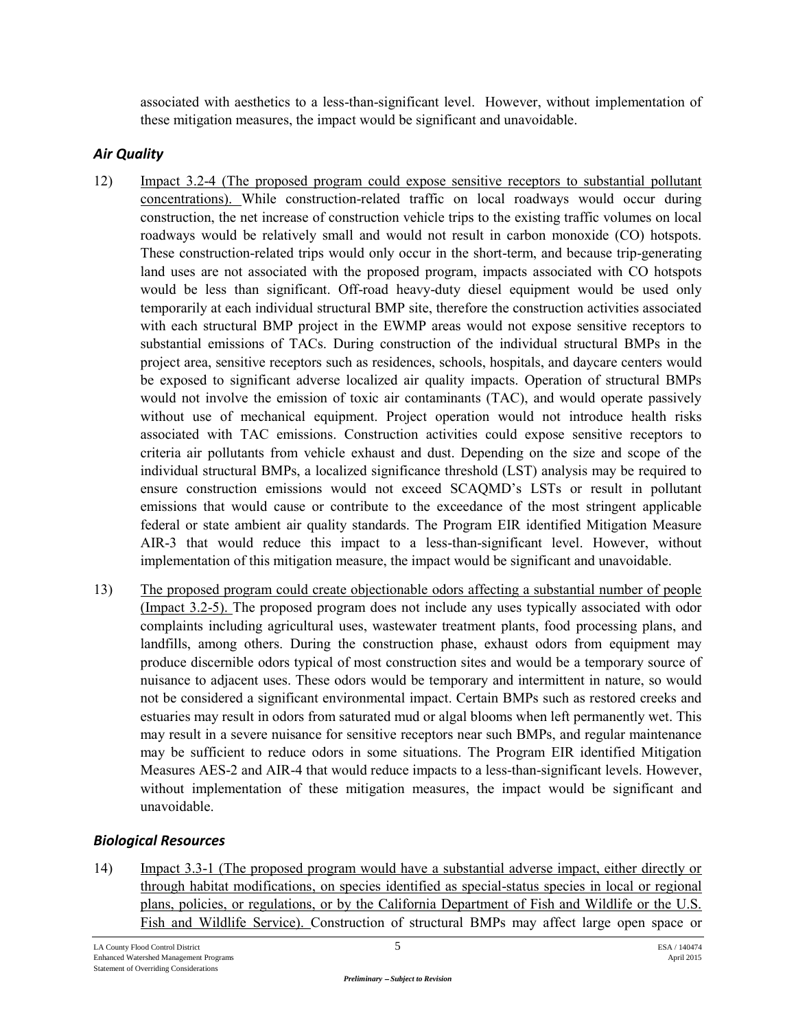associated with aesthetics to a less-than-significant level. However, without implementation of these mitigation measures, the impact would be significant and unavoidable.

### *Air Quality*

12) Impact 3.2-4 (The proposed program could expose sensitive receptors to substantial pollutant concentrations). While construction-related traffic on local roadways would occur during construction, the net increase of construction vehicle trips to the existing traffic volumes on local roadways would be relatively small and would not result in carbon monoxide (CO) hotspots. These construction-related trips would only occur in the short-term, and because trip-generating land uses are not associated with the proposed program, impacts associated with CO hotspots would be less than significant. Off-road heavy-duty diesel equipment would be used only temporarily at each individual structural BMP site, therefore the construction activities associated with each structural BMP project in the EWMP areas would not expose sensitive receptors to substantial emissions of TACs. During construction of the individual structural BMPs in the project area, sensitive receptors such as residences, schools, hospitals, and daycare centers would be exposed to significant adverse localized air quality impacts. Operation of structural BMPs would not involve the emission of toxic air contaminants (TAC), and would operate passively without use of mechanical equipment. Project operation would not introduce health risks associated with TAC emissions. Construction activities could expose sensitive receptors to criteria air pollutants from vehicle exhaust and dust. Depending on the size and scope of the individual structural BMPs, a localized significance threshold (LST) analysis may be required to ensure construction emissions would not exceed SCAQMD's LSTs or result in pollutant emissions that would cause or contribute to the exceedance of the most stringent applicable federal or state ambient air quality standards. The Program EIR identified Mitigation Measure AIR-3 that would reduce this impact to a less-than-significant level. However, without implementation of this mitigation measure, the impact would be significant and unavoidable.

13) The proposed program could create objectionable odors affecting a substantial number of people (Impact 3.2-5). The proposed program does not include any uses typically associated with odor complaints including agricultural uses, wastewater treatment plants, food processing plans, and landfills, among others. During the construction phase, exhaust odors from equipment may produce discernible odors typical of most construction sites and would be a temporary source of nuisance to adjacent uses. These odors would be temporary and intermittent in nature, so would not be considered a significant environmental impact. Certain BMPs such as restored creeks and estuaries may result in odors from saturated mud or algal blooms when left permanently wet. This may result in a severe nuisance for sensitive receptors near such BMPs, and regular maintenance may be sufficient to reduce odors in some situations. The Program EIR identified Mitigation Measures AES-2 and AIR-4 that would reduce impacts to a less-than-significant levels. However, without implementation of these mitigation measures, the impact would be significant and unavoidable.

### *Biological Resources*

14) Impact 3.3-1 (The proposed program would have a substantial adverse impact, either directly or through habitat modifications, on species identified as special-status species in local or regional plans, policies, or regulations, or by the California Department of Fish and Wildlife or the U.S. Fish and Wildlife Service). Construction of structural BMPs may affect large open space or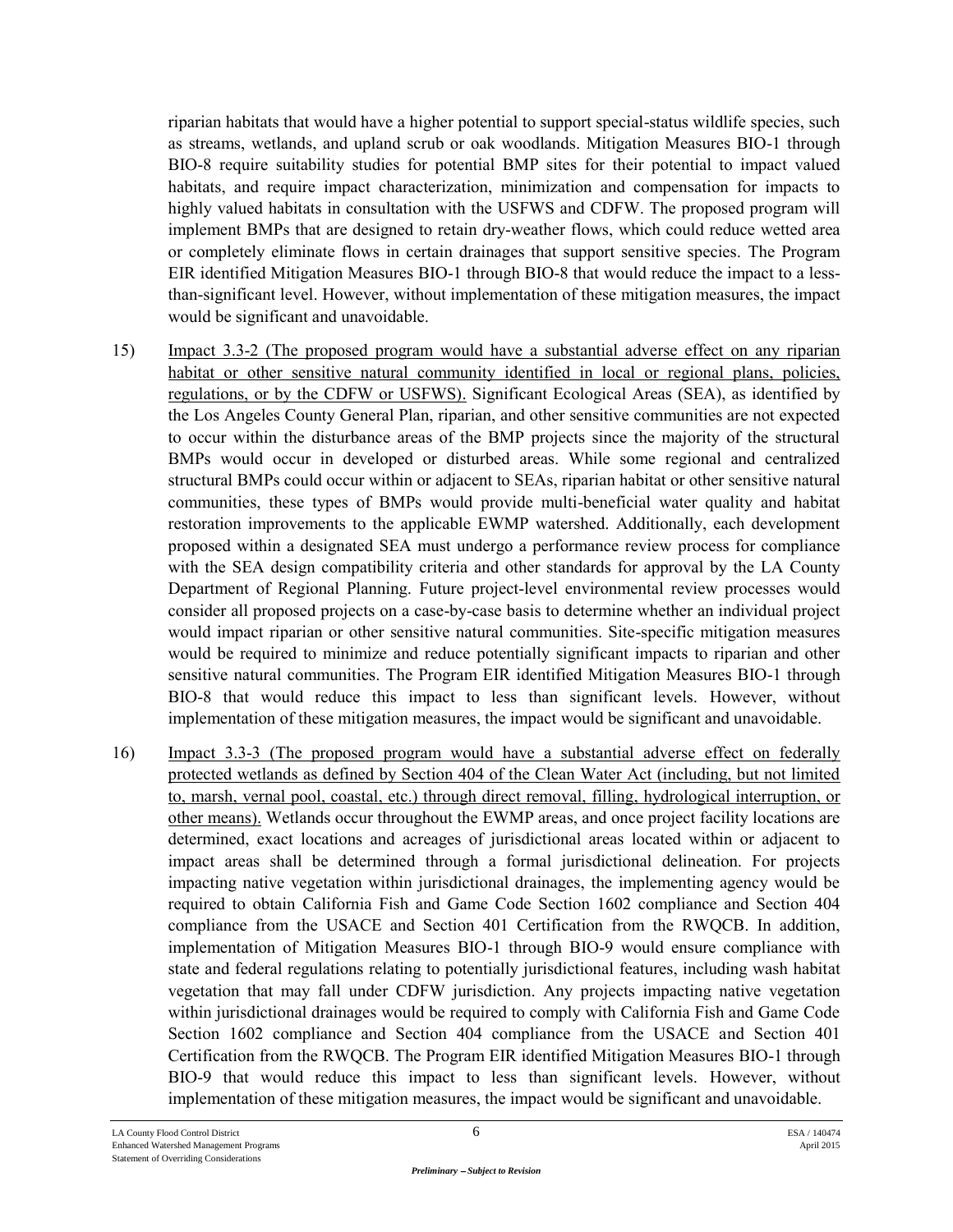riparian habitats that would have a higher potential to support special-status wildlife species, such as streams, wetlands, and upland scrub or oak woodlands. Mitigation Measures BIO-1 through BIO-8 require suitability studies for potential BMP sites for their potential to impact valued habitats, and require impact characterization, minimization and compensation for impacts to highly valued habitats in consultation with the USFWS and CDFW. The proposed program will implement BMPs that are designed to retain dry-weather flows, which could reduce wetted area or completely eliminate flows in certain drainages that support sensitive species. The Program EIR identified Mitigation Measures BIO-1 through BIO-8 that would reduce the impact to a less-than-significant level. However, without implementation of these mitigation measures, the impact would be significant and unavoidable.

15) Impact 3.3-2 (The proposed program would have a substantial adverse effect on any riparian habitat or other sensitive natural community identified in local or regional plans, policies, regulations, or by the CDFW or USFWS). Significant Ecological Areas (SEA), as identified by the Los Angeles County General Plan, riparian, and other sensitive communities are not expected to occur within the disturbance areas of the BMP projects since the majority of the structural BMPs would occur in developed or disturbed areas. While some regional and centralized structural BMPs could occur within or adjacent to SEAs, riparian habitat or other sensitive natural communities, these types of BMPs would provide multi-beneficial water quality and habitat restoration improvements to the applicable EWMP watershed. Additionally, each development proposed within a designated SEA must undergo a performance review process for compliance with the SEA design compatibility criteria and other standards for approval by the LA County Department of Regional Planning. Future project-level environmental review processes would consider all proposed projects on a case-by-case basis to determine whether an individual project would impact riparian or other sensitive natural communities. Site-specific mitigation measures would be required to minimize and reduce potentially significant impacts to riparian and other sensitive natural communities. The Program EIR identified Mitigation Measures BIO-1 through BIO-8 that would reduce this impact to less than significant levels. However, without implementation of these mitigation measures, the impact would be significant and unavoidable.

16) Impact 3.3-3 (The proposed program would have a substantial adverse effect on federally protected wetlands as defined by Section 404 of the Clean Water Act (including, but not limited to, marsh, vernal pool, coastal, etc.) through direct removal, filling, hydrological interruption, or other means). Wetlands occur throughout the EWMP areas, and once project facility locations are determined, exact locations and acreages of jurisdictional areas located within or adjacent to impact areas shall be determined through a formal jurisdictional delineation. For projects impacting native vegetation within jurisdictional drainages, the implementing agency would be required to obtain California Fish and Game Code Section 1602 compliance and Section 404 compliance from the USACE and Section 401 Certification from the RWQCB. In addition, implementation of Mitigation Measures BIO-1 through BIO-9 would ensure compliance with state and federal regulations relating to potentially jurisdictional features, including wash habitat vegetation that may fall under CDFW jurisdiction. Any projects impacting native vegetation within jurisdictional drainages would be required to comply with California Fish and Game Code Section 1602 compliance and Section 404 compliance from the USACE and Section 401 Certification from the RWQCB. The Program EIR identified Mitigation Measures BIO-1 through BIO-9 that would reduce this impact to less than significant levels. However, without implementation of these mitigation measures, the impact would be significant and unavoidable.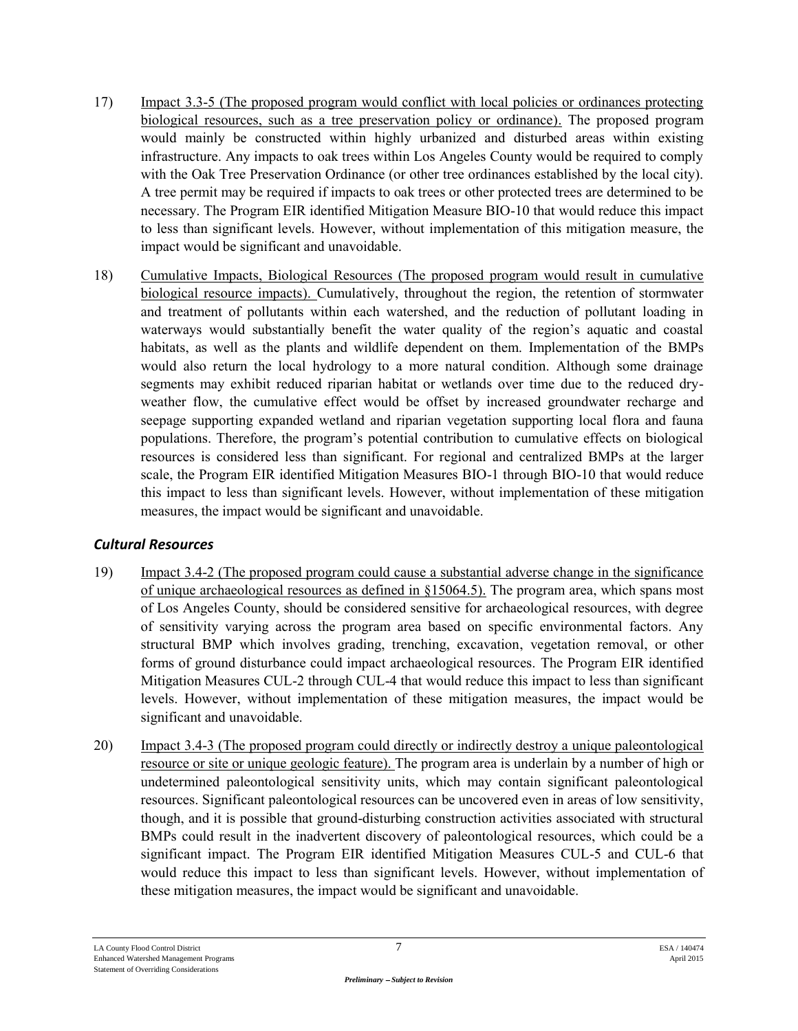17) Impact 3.3-5 (The proposed program would conflict with local policies or ordinances protecting biological resources, such as a tree preservation policy or ordinance). The proposed program would mainly be constructed within highly urbanized and disturbed areas within existing infrastructure. Any impacts to oak trees within Los Angeles County would be required to comply with the Oak Tree Preservation Ordinance (or other tree ordinances established by the local city). A tree permit may be required if impacts to oak trees or other protected trees are determined to be necessary. The Program EIR identified Mitigation Measure BIO-10 that would reduce this impact to less than significant levels. However, without implementation of this mitigation measure, the impact would be significant and unavoidable.

18) Cumulative Impacts, Biological Resources (The proposed program would result in cumulative biological resource impacts). Cumulatively, throughout the region, the retention of stormwater and treatment of pollutants within each watershed, and the reduction of pollutant loading in waterways would substantially benefit the water quality of the region's aquatic and coastal habitats, as well as the plants and wildlife dependent on them. Implementation of the BMPs would also return the local hydrology to a more natural condition. Although some drainage segments may exhibit reduced riparian habitat or wetlands over time due to the reduced dry-weather flow, the cumulative effect would be offset by increased groundwater recharge and seepage supporting expanded wetland and riparian vegetation supporting local flora and fauna populations. Therefore, the program's potential contribution to cumulative effects on biological resources is considered less than significant. For regional and centralized BMPs at the larger scale, the Program EIR identified Mitigation Measures BIO-1 through BIO-10 that would reduce this impact to less than significant levels. However, without implementation of these mitigation measures, the impact would be significant and unavoidable.

### *Cultural Resources*

19) Impact 3.4-2 (The proposed program could cause a substantial adverse change in the significance of unique archaeological resources as defined in §15064.5). The program area, which spans most of Los Angeles County, should be considered sensitive for archaeological resources, with degree of sensitivity varying across the program area based on specific environmental factors. Any structural BMP which involves grading, trenching, excavation, vegetation removal, or other forms of ground disturbance could impact archaeological resources. The Program EIR identified Mitigation Measures CUL-2 through CUL-4 that would reduce this impact to less than significant levels. However, without implementation of these mitigation measures, the impact would be significant and unavoidable.

20) Impact 3.4-3 (The proposed program could directly or indirectly destroy a unique paleontological resource or site or unique geologic feature). The program area is underlain by a number of high or undetermined paleontological sensitivity units, which may contain significant paleontological resources. Significant paleontological resources can be uncovered even in areas of low sensitivity, though, and it is possible that ground-disturbing construction activities associated with structural BMPs could result in the inadvertent discovery of paleontological resources, which could be a significant impact. The Program EIR identified Mitigation Measures CUL-5 and CUL-6 that would reduce this impact to less than significant levels. However, without implementation of these mitigation measures, the impact would be significant and unavoidable.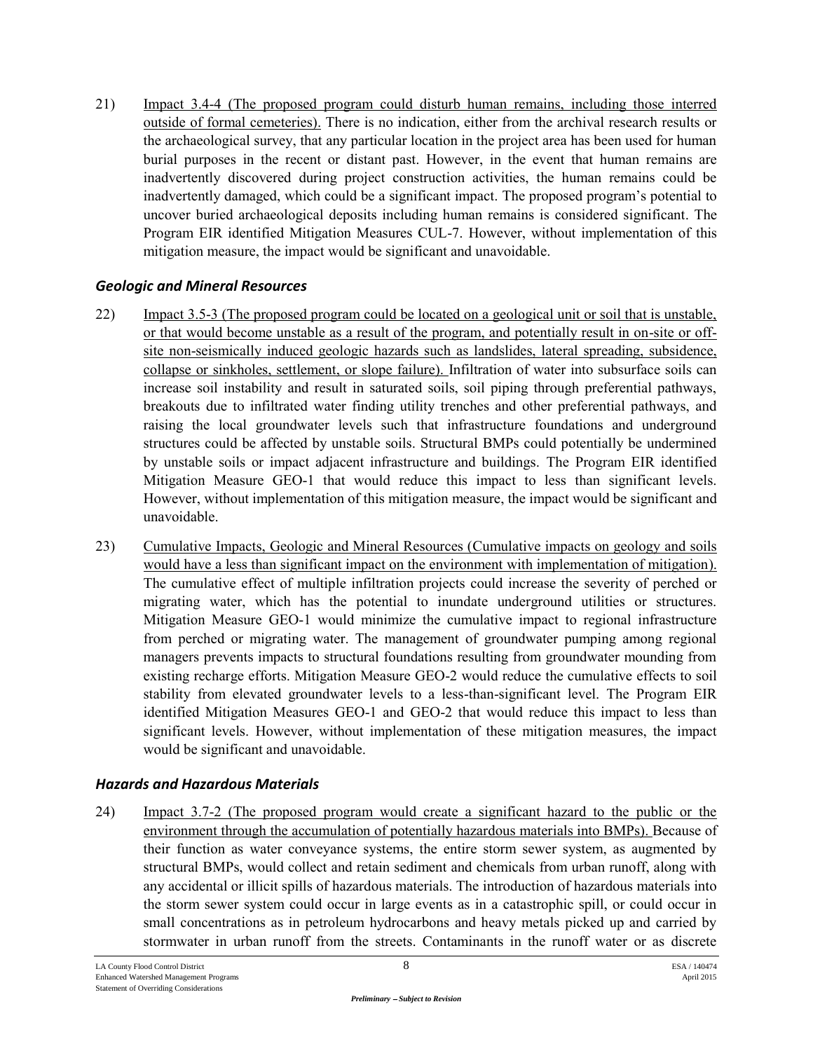21) <u>Impact 3.4-4 (The proposed program could disturb human remains, including those interred outside of formal cemeteries).</u> There is no indication, either from the archival research results or the archaeological survey, that any particular location in the project area has been used for human burial purposes in the recent or distant past. However, in the event that human remains are inadvertently discovered during project construction activities, the human remains could be inadvertently damaged, which could be a significant impact. The proposed program's potential to uncover buried archaeological deposits including human remains is considered significant. The Program EIR identified Mitigation Measures CUL-7. However, without implementation of this mitigation measure, the impact would be significant and unavoidable.

### *Geologic and Mineral Resources*

22) <u>Impact 3.5-3 (The proposed program could be located on a geological unit or soil that is unstable, or that would become unstable as a result of the program, and potentially result in on-site or off-site non-seismically induced geologic hazards such as landslides, lateral spreading, subsidence, collapse or sinkholes, settlement, or slope failure).</u> Infiltration of water into subsurface soils can increase soil instability and result in saturated soils, soil piping through preferential pathways, breakouts due to infiltrated water finding utility trenches and other preferential pathways, and raising the local groundwater levels such that infrastructure foundations and underground structures could be affected by unstable soils. Structural BMPs could potentially be undermined by unstable soils or impact adjacent infrastructure and buildings. The Program EIR identified Mitigation Measure GEO-1 that would reduce this impact to less than significant levels. However, without implementation of this mitigation measure, the impact would be significant and unavoidable.

23) <u>Cumulative Impacts, Geologic and Mineral Resources (Cumulative impacts on geology and soils would have a less than significant impact on the environment with implementation of mitigation).</u> The cumulative effect of multiple infiltration projects could increase the severity of perched or migrating water, which has the potential to inundate underground utilities or structures. Mitigation Measure GEO-1 would minimize the cumulative impact to regional infrastructure from perched or migrating water. The management of groundwater pumping among regional managers prevents impacts to structural foundations resulting from groundwater mounding from existing recharge efforts. Mitigation Measure GEO-2 would reduce the cumulative effects to soil stability from elevated groundwater levels to a less-than-significant level. The Program EIR identified Mitigation Measures GEO-1 and GEO-2 that would reduce this impact to less than significant levels. However, without implementation of these mitigation measures, the impact would be significant and unavoidable.

### *Hazards and Hazardous Materials*

24) <u>Impact 3.7-2 (The proposed program would create a significant hazard to the public or the environment through the accumulation of potentially hazardous materials into BMPs).</u> Because of their function as water conveyance systems, the entire storm sewer system, as augmented by structural BMPs, would collect and retain sediment and chemicals from urban runoff, along with any accidental or illicit spills of hazardous materials. The introduction of hazardous materials into the storm sewer system could occur in large events as in a catastrophic spill, or could occur in small concentrations as in petroleum hydrocarbons and heavy metals picked up and carried by stormwater in urban runoff from the streets. Contaminants in the runoff water or as discrete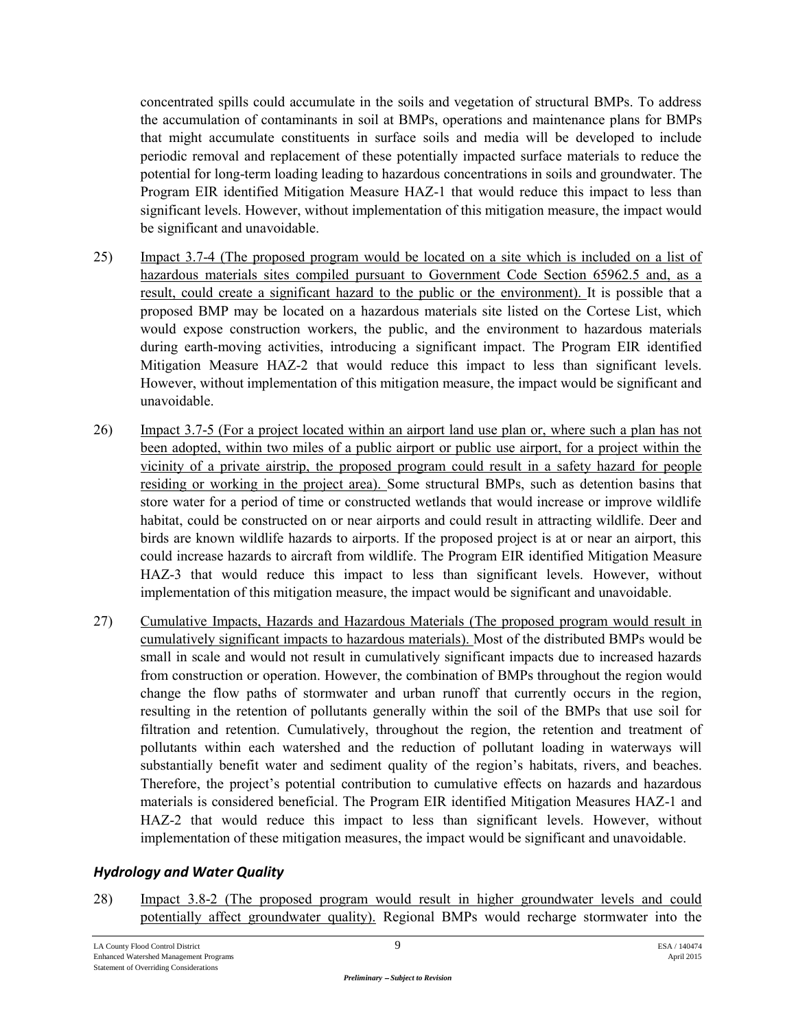concentrated spills could accumulate in the soils and vegetation of structural BMPs. To address the accumulation of contaminants in soil at BMPs, operations and maintenance plans for BMPs that might accumulate constituents in surface soils and media will be developed to include periodic removal and replacement of these potentially impacted surface materials to reduce the potential for long-term loading leading to hazardous concentrations in soils and groundwater. The Program EIR identified Mitigation Measure HAZ-1 that would reduce this impact to less than significant levels. However, without implementation of this mitigation measure, the impact would be significant and unavoidable.

25) Impact 3.7-4 (The proposed program would be located on a site which is included on a list of hazardous materials sites compiled pursuant to Government Code Section 65962.5 and, as a result, could create a significant hazard to the public or the environment). It is possible that a proposed BMP may be located on a hazardous materials site listed on the Cortese List, which would expose construction workers, the public, and the environment to hazardous materials during earth-moving activities, introducing a significant impact. The Program EIR identified Mitigation Measure HAZ-2 that would reduce this impact to less than significant levels. However, without implementation of this mitigation measure, the impact would be significant and unavoidable.

26) Impact 3.7-5 (For a project located within an airport land use plan or, where such a plan has not been adopted, within two miles of a public airport or public use airport, for a project within the vicinity of a private airstrip, the proposed program could result in a safety hazard for people residing or working in the project area). Some structural BMPs, such as detention basins that store water for a period of time or constructed wetlands that would increase or improve wildlife habitat, could be constructed on or near airports and could result in attracting wildlife. Deer and birds are known wildlife hazards to airports. If the proposed project is at or near an airport, this could increase hazards to aircraft from wildlife. The Program EIR identified Mitigation Measure HAZ-3 that would reduce this impact to less than significant levels. However, without implementation of this mitigation measure, the impact would be significant and unavoidable.

27) Cumulative Impacts, Hazards and Hazardous Materials (The proposed program would result in cumulatively significant impacts to hazardous materials). Most of the distributed BMPs would be small in scale and would not result in cumulatively significant impacts due to increased hazards from construction or operation. However, the combination of BMPs throughout the region would change the flow paths of stormwater and urban runoff that currently occurs in the region, resulting in the retention of pollutants generally within the soil of the BMPs that use soil for filtration and retention. Cumulatively, throughout the region, the retention and treatment of pollutants within each watershed and the reduction of pollutant loading in waterways will substantially benefit water and sediment quality of the region's habitats, rivers, and beaches. Therefore, the project's potential contribution to cumulative effects on hazards and hazardous materials is considered beneficial. The Program EIR identified Mitigation Measures HAZ-1 and HAZ-2 that would reduce this impact to less than significant levels. However, without implementation of these mitigation measures, the impact would be significant and unavoidable.

### *Hydrology and Water Quality*

28) Impact 3.8-2 (The proposed program would result in higher groundwater levels and could potentially affect groundwater quality). Regional BMPs would recharge stormwater into the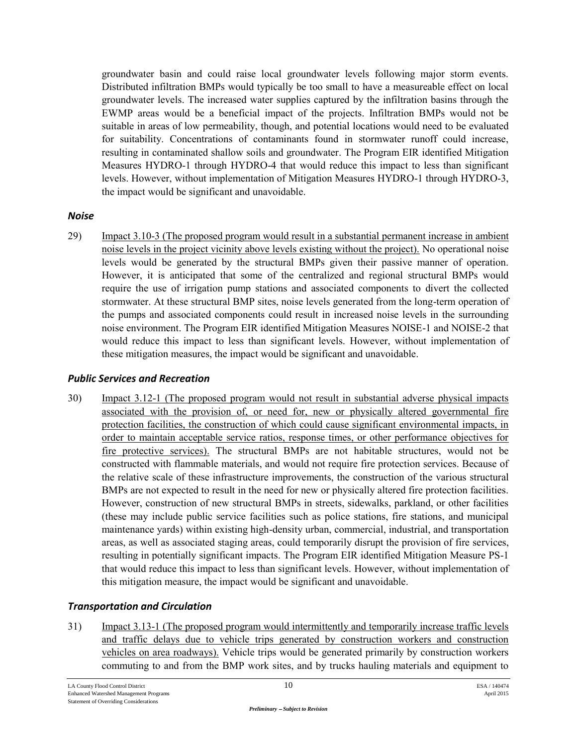groundwater basin and could raise local groundwater levels following major storm events. Distributed infiltration BMPs would typically be too small to have a measureable effect on local groundwater levels. The increased water supplies captured by the infiltration basins through the EWMP areas would be a beneficial impact of the projects. Infiltration BMPs would not be suitable in areas of low permeability, though, and potential locations would need to be evaluated for suitability. Concentrations of contaminants found in stormwater runoff could increase, resulting in contaminated shallow soils and groundwater. The Program EIR identified Mitigation Measures HYDRO-1 through HYDRO-4 that would reduce this impact to less than significant levels. However, without implementation of Mitigation Measures HYDRO-1 through HYDRO-3, the impact would be significant and unavoidable.

### *Noise*

29) Impact 3.10-3 (The proposed program would result in a substantial permanent increase in ambient noise levels in the project vicinity above levels existing without the project). No operational noise levels would be generated by the structural BMPs given their passive manner of operation. However, it is anticipated that some of the centralized and regional structural BMPs would require the use of irrigation pump stations and associated components to divert the collected stormwater. At these structural BMP sites, noise levels generated from the long-term operation of the pumps and associated components could result in increased noise levels in the surrounding noise environment. The Program EIR identified Mitigation Measures NOISE-1 and NOISE-2 that would reduce this impact to less than significant levels. However, without implementation of these mitigation measures, the impact would be significant and unavoidable.

### *Public Services and Recreation*

30) Impact 3.12-1 (The proposed program would not result in substantial adverse physical impacts associated with the provision of, or need for, new or physically altered governmental fire protection facilities, the construction of which could cause significant environmental impacts, in order to maintain acceptable service ratios, response times, or other performance objectives for fire protective services). The structural BMPs are not habitable structures, would not be constructed with flammable materials, and would not require fire protection services. Because of the relative scale of these infrastructure improvements, the construction of the various structural BMPs are not expected to result in the need for new or physically altered fire protection facilities. However, construction of new structural BMPs in streets, sidewalks, parkland, or other facilities (these may include public service facilities such as police stations, fire stations, and municipal maintenance yards) within existing high-density urban, commercial, industrial, and transportation areas, as well as associated staging areas, could temporarily disrupt the provision of fire services, resulting in potentially significant impacts. The Program EIR identified Mitigation Measure PS-1 that would reduce this impact to less than significant levels. However, without implementation of this mitigation measure, the impact would be significant and unavoidable.

### *Transportation and Circulation*

31) Impact 3.13-1 (The proposed program would intermittently and temporarily increase traffic levels and traffic delays due to vehicle trips generated by construction workers and construction vehicles on area roadways). Vehicle trips would be generated primarily by construction workers commuting to and from the BMP work sites, and by trucks hauling materials and equipment to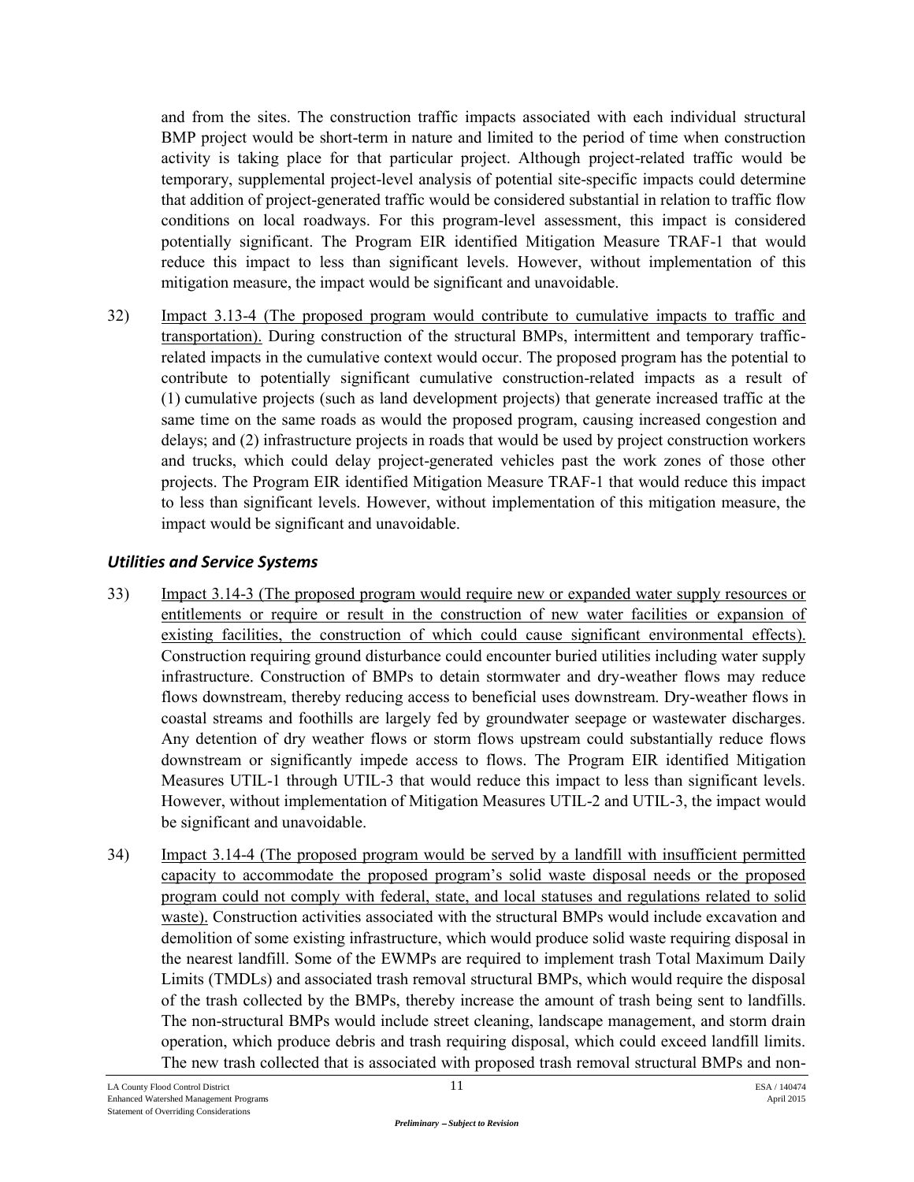and from the sites. The construction traffic impacts associated with each individual structural BMP project would be short-term in nature and limited to the period of time when construction activity is taking place for that particular project. Although project-related traffic would be temporary, supplemental project-level analysis of potential site-specific impacts could determine that addition of project-generated traffic would be considered substantial in relation to traffic flow conditions on local roadways. For this program-level assessment, this impact is considered potentially significant. The Program EIR identified Mitigation Measure TRAF-1 that would reduce this impact to less than significant levels. However, without implementation of this mitigation measure, the impact would be significant and unavoidable.

32) Impact 3.13-4 (The proposed program would contribute to cumulative impacts to traffic and transportation). During construction of the structural BMPs, intermittent and temporary traffic-related impacts in the cumulative context would occur. The proposed program has the potential to contribute to potentially significant cumulative construction-related impacts as a result of (1) cumulative projects (such as land development projects) that generate increased traffic at the same time on the same roads as would the proposed program, causing increased congestion and delays; and (2) infrastructure projects in roads that would be used by project construction workers and trucks, which could delay project-generated vehicles past the work zones of those other projects. The Program EIR identified Mitigation Measure TRAF-1 that would reduce this impact to less than significant levels. However, without implementation of this mitigation measure, the impact would be significant and unavoidable.

### *Utilities and Service Systems*

33) Impact 3.14-3 (The proposed program would require new or expanded water supply resources or entitlements or require or result in the construction of new water facilities or expansion of existing facilities, the construction of which could cause significant environmental effects). Construction requiring ground disturbance could encounter buried utilities including water supply infrastructure. Construction of BMPs to detain stormwater and dry-weather flows may reduce flows downstream, thereby reducing access to beneficial uses downstream. Dry-weather flows in coastal streams and foothills are largely fed by groundwater seepage or wastewater discharges. Any detention of dry weather flows or storm flows upstream could substantially reduce flows downstream or significantly impede access to flows. The Program EIR identified Mitigation Measures UTIL-1 through UTIL-3 that would reduce this impact to less than significant levels. However, without implementation of Mitigation Measures UTIL-2 and UTIL-3, the impact would be significant and unavoidable.

34) Impact 3.14-4 (The proposed program would be served by a landfill with insufficient permitted capacity to accommodate the proposed program's solid waste disposal needs or the proposed program could not comply with federal, state, and local statuses and regulations related to solid waste). Construction activities associated with the structural BMPs would include excavation and demolition of some existing infrastructure, which would produce solid waste requiring disposal in the nearest landfill. Some of the EWMPs are required to implement trash Total Maximum Daily Limits (TMDLs) and associated trash removal structural BMPs, which would require the disposal of the trash collected by the BMPs, thereby increase the amount of trash being sent to landfills. The non-structural BMPs would include street cleaning, landscape management, and storm drain operation, which produce debris and trash requiring disposal, which could exceed landfill limits. The new trash collected that is associated with proposed trash removal structural BMPs and non-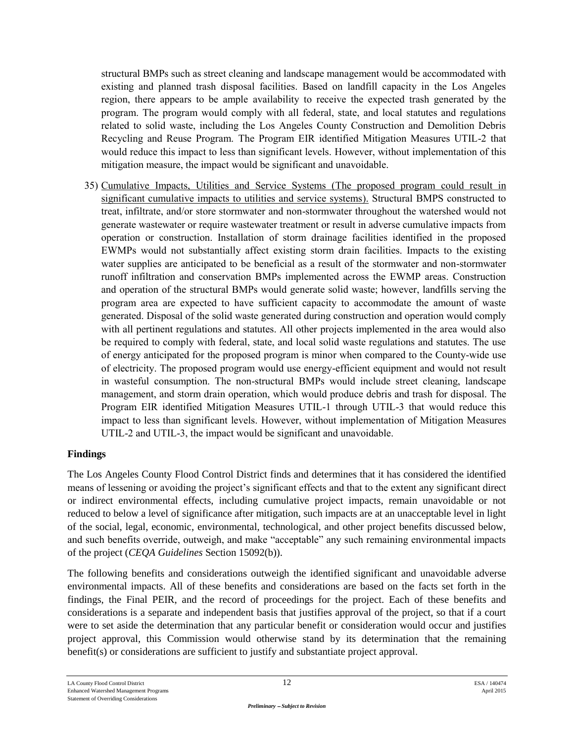structural BMPs such as street cleaning and landscape management would be accommodated with existing and planned trash disposal facilities. Based on landfill capacity in the Los Angeles region, there appears to be ample availability to receive the expected trash generated by the program. The program would comply with all federal, state, and local statutes and regulations related to solid waste, including the Los Angeles County Construction and Demolition Debris Recycling and Reuse Program. The Program EIR identified Mitigation Measures UTIL-2 that would reduce this impact to less than significant levels. However, without implementation of this mitigation measure, the impact would be significant and unavoidable.

35) Cumulative Impacts, Utilities and Service Systems (The proposed program could result in significant cumulative impacts to utilities and service systems). Structural BMPS constructed to treat, infiltrate, and/or store stormwater and non-stormwater throughout the watershed would not generate wastewater or require wastewater treatment or result in adverse cumulative impacts from operation or construction. Installation of storm drainage facilities identified in the proposed EWMPs would not substantially affect existing storm drain facilities. Impacts to the existing water supplies are anticipated to be beneficial as a result of the stormwater and non-stormwater runoff infiltration and conservation BMPs implemented across the EWMP areas. Construction and operation of the structural BMPs would generate solid waste; however, landfills serving the program area are expected to have sufficient capacity to accommodate the amount of waste generated. Disposal of the solid waste generated during construction and operation would comply with all pertinent regulations and statutes. All other projects implemented in the area would also be required to comply with federal, state, and local solid waste regulations and statutes. The use of energy anticipated for the proposed program is minor when compared to the County-wide use of electricity. The proposed program would use energy-efficient equipment and would not result in wasteful consumption. The non-structural BMPs would include street cleaning, landscape management, and storm drain operation, which would produce debris and trash for disposal. The Program EIR identified Mitigation Measures UTIL-1 through UTIL-3 that would reduce this impact to less than significant levels. However, without implementation of Mitigation Measures UTIL-2 and UTIL-3, the impact would be significant and unavoidable.

## Findings

The Los Angeles County Flood Control District finds and determines that it has considered the identified means of lessening or avoiding the project's significant effects and that to the extent any significant direct or indirect environmental effects, including cumulative project impacts, remain unavoidable or not reduced to below a level of significance after mitigation, such impacts are at an unacceptable level in light of the social, legal, economic, environmental, technological, and other project benefits discussed below, and such benefits override, outweigh, and make "acceptable" any such remaining environmental impacts of the project (*CEQA Guidelines* Section 15092(b)).

The following benefits and considerations outweigh the identified significant and unavoidable adverse environmental impacts. All of these benefits and considerations are based on the facts set forth in the findings, the Final PEIR, and the record of proceedings for the project. Each of these benefits and considerations is a separate and independent basis that justifies approval of the project, so that if a court were to set aside the determination that any particular benefit or consideration would occur and justifies project approval, this Commission would otherwise stand by its determination that the remaining benefit(s) or considerations are sufficient to justify and substantiate project approval.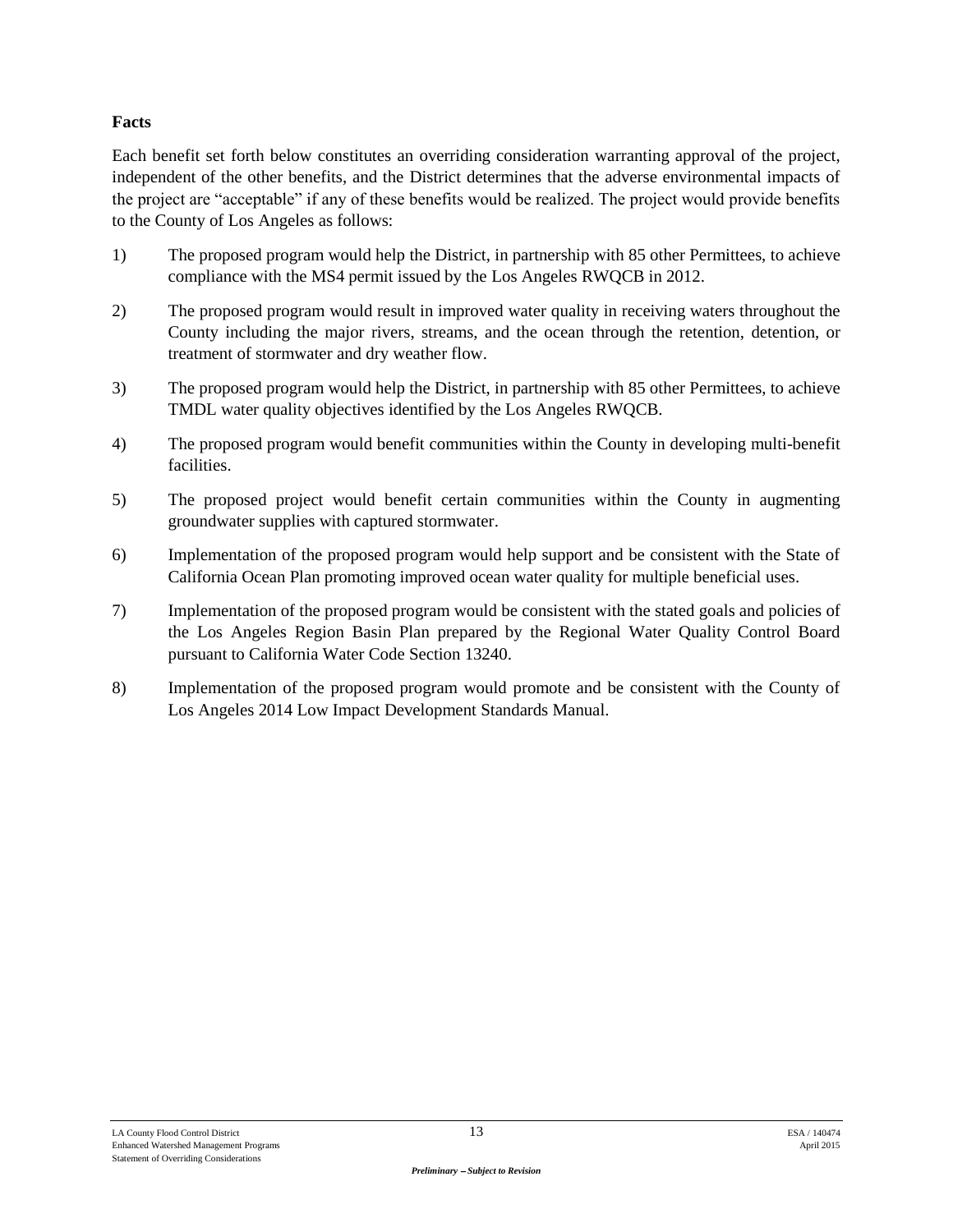**Facts**

Each benefit set forth below constitutes an overriding consideration warranting approval of the project, independent of the other benefits, and the District determines that the adverse environmental impacts of the project are "acceptable" if any of these benefits would be realized. The project would provide benefits to the County of Los Angeles as follows:

1) The proposed program would help the District, in partnership with 85 other Permittees, to achieve compliance with the MS4 permit issued by the Los Angeles RWQCB in 2012.

2) The proposed program would result in improved water quality in receiving waters throughout the County including the major rivers, streams, and the ocean through the retention, detention, or treatment of stormwater and dry weather flow.

3) The proposed program would help the District, in partnership with 85 other Permittees, to achieve TMDL water quality objectives identified by the Los Angeles RWQCB.

4) The proposed program would benefit communities within the County in developing multi-benefit facilities.

5) The proposed project would benefit certain communities within the County in augmenting groundwater supplies with captured stormwater.

6) Implementation of the proposed program would help support and be consistent with the State of California Ocean Plan promoting improved ocean water quality for multiple beneficial uses.

7) Implementation of the proposed program would be consistent with the stated goals and policies of the Los Angeles Region Basin Plan prepared by the Regional Water Quality Control Board pursuant to California Water Code Section 13240.

8) Implementation of the proposed program would promote and be consistent with the County of Los Angeles 2014 Low Impact Development Standards Manual.